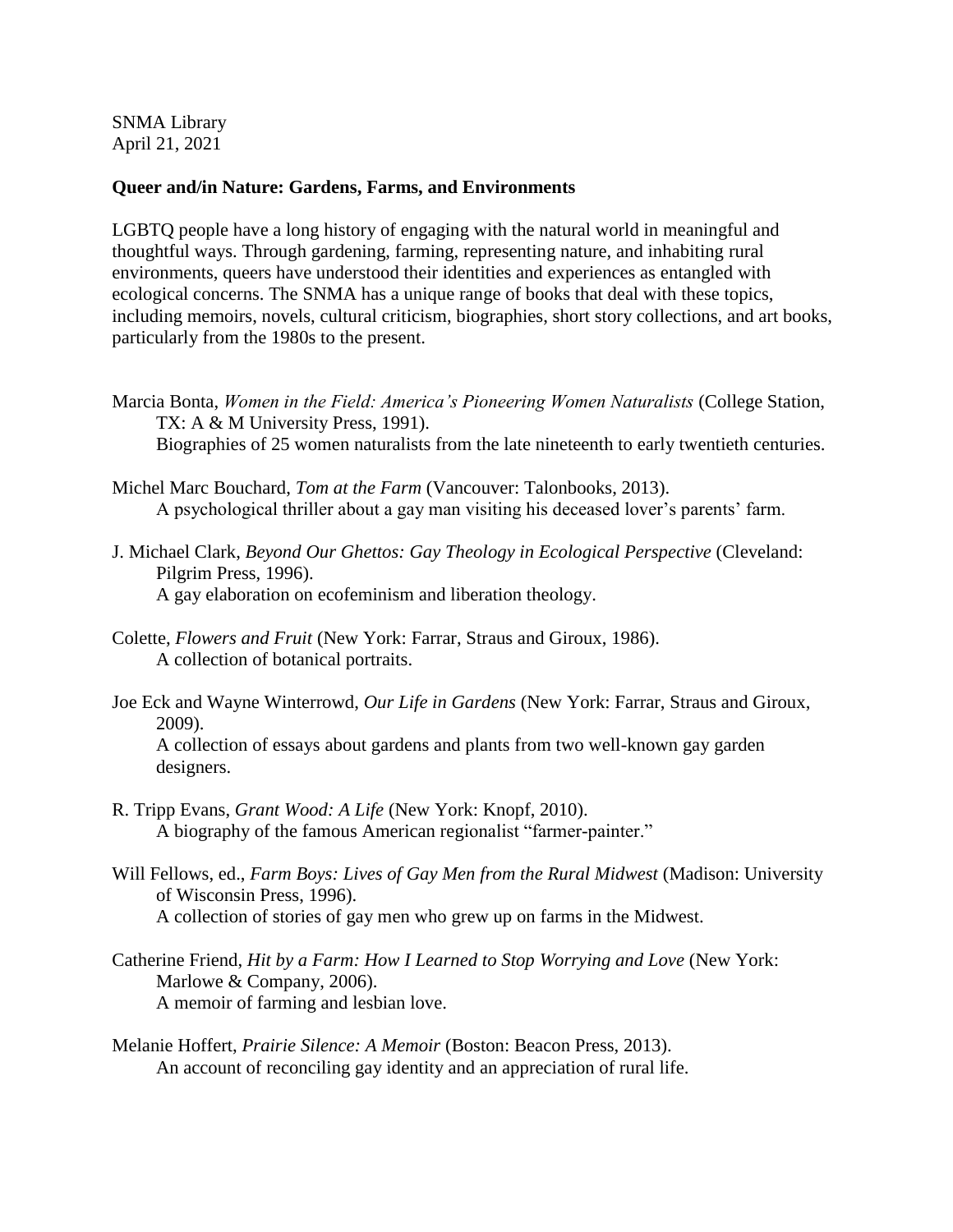SNMA Library
April 21, 2021

**Queer and/in Nature: Gardens, Farms, and Environments**

LGBTQ people have a long history of engaging with the natural world in meaningful and thoughtful ways. Through gardening, farming, representing nature, and inhabiting rural environments, queers have understood their identities and experiences as entangled with ecological concerns. The SNMA has a unique range of books that deal with these topics, including memoirs, novels, cultural criticism, biographies, short story collections, and art books, particularly from the 1980s to the present.

Marcia Bonta, *Women in the Field: America's Pioneering Women Naturalists* (College Station, TX: A & M University Press, 1991).
Biographies of 25 women naturalists from the late nineteenth to early twentieth centuries.

Michel Marc Bouchard, *Tom at the Farm* (Vancouver: Talonbooks, 2013).
A psychological thriller about a gay man visiting his deceased lover's parents' farm.

J. Michael Clark, *Beyond Our Ghettos: Gay Theology in Ecological Perspective* (Cleveland: Pilgrim Press, 1996).
A gay elaboration on ecofeminism and liberation theology.

Colette, *Flowers and Fruit* (New York: Farrar, Straus and Giroux, 1986).
A collection of botanical portraits.

Joe Eck and Wayne Winterrowd, *Our Life in Gardens* (New York: Farrar, Straus and Giroux, 2009).
A collection of essays about gardens and plants from two well-known gay garden designers.

R. Tripp Evans, *Grant Wood: A Life* (New York: Knopf, 2010).
A biography of the famous American regionalist "farmer-painter."

Will Fellows, ed., *Farm Boys: Lives of Gay Men from the Rural Midwest* (Madison: University of Wisconsin Press, 1996).
A collection of stories of gay men who grew up on farms in the Midwest.

Catherine Friend, *Hit by a Farm: How I Learned to Stop Worrying and Love* (New York: Marlowe & Company, 2006).
A memoir of farming and lesbian love.

Melanie Hoffert, *Prairie Silence: A Memoir* (Boston: Beacon Press, 2013).
An account of reconciling gay identity and an appreciation of rural life.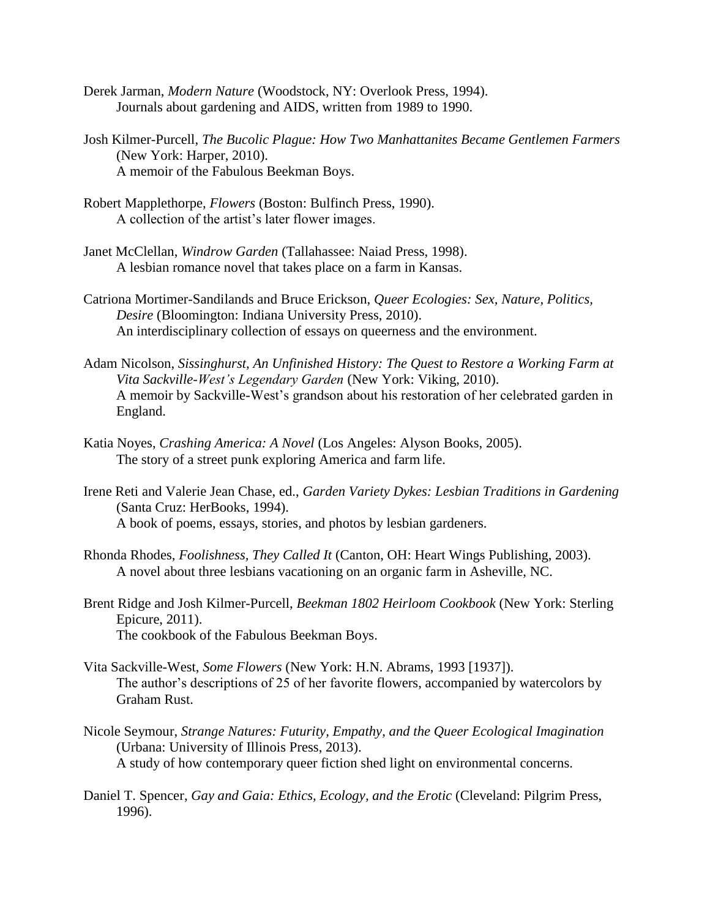Derek Jarman, *Modern Nature* (Woodstock, NY: Overlook Press, 1994).
Journals about gardening and AIDS, written from 1989 to 1990.

Josh Kilmer-Purcell, *The Bucolic Plague: How Two Manhattanites Became Gentlemen Farmers* (New York: Harper, 2010).
A memoir of the Fabulous Beekman Boys.

Robert Mapplethorpe, *Flowers* (Boston: Bulfinch Press, 1990).
A collection of the artist's later flower images.

Janet McClellan, *Windrow Garden* (Tallahassee: Naiad Press, 1998).
A lesbian romance novel that takes place on a farm in Kansas.

Catriona Mortimer-Sandilands and Bruce Erickson, *Queer Ecologies: Sex, Nature, Politics, Desire* (Bloomington: Indiana University Press, 2010).
An interdisciplinary collection of essays on queerness and the environment.

Adam Nicolson, *Sissinghurst, An Unfinished History: The Quest to Restore a Working Farm at Vita Sackville-West's Legendary Garden* (New York: Viking, 2010).
A memoir by Sackville-West's grandson about his restoration of her celebrated garden in England.

Katia Noyes, *Crashing America: A Novel* (Los Angeles: Alyson Books, 2005).
The story of a street punk exploring America and farm life.

Irene Reti and Valerie Jean Chase, ed., *Garden Variety Dykes: Lesbian Traditions in Gardening* (Santa Cruz: HerBooks, 1994).
A book of poems, essays, stories, and photos by lesbian gardeners.

Rhonda Rhodes, *Foolishness, They Called It* (Canton, OH: Heart Wings Publishing, 2003).
A novel about three lesbians vacationing on an organic farm in Asheville, NC.

Brent Ridge and Josh Kilmer-Purcell, *Beekman 1802 Heirloom Cookbook* (New York: Sterling Epicure, 2011).
The cookbook of the Fabulous Beekman Boys.

Vita Sackville-West, *Some Flowers* (New York: H.N. Abrams, 1993 [1937]).
The author's descriptions of 25 of her favorite flowers, accompanied by watercolors by Graham Rust.

Nicole Seymour, *Strange Natures: Futurity, Empathy, and the Queer Ecological Imagination* (Urbana: University of Illinois Press, 2013).
A study of how contemporary queer fiction shed light on environmental concerns.

Daniel T. Spencer, *Gay and Gaia: Ethics, Ecology, and the Erotic* (Cleveland: Pilgrim Press, 1996).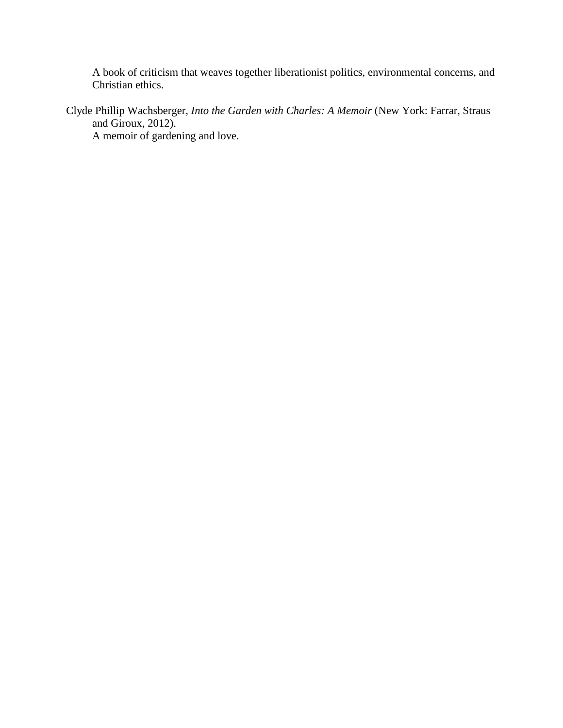A book of criticism that weaves together liberationist politics, environmental concerns, and Christian ethics.

Clyde Phillip Wachsberger, *Into the Garden with Charles: A Memoir* (New York: Farrar, Straus and Giroux, 2012).
A memoir of gardening and love.